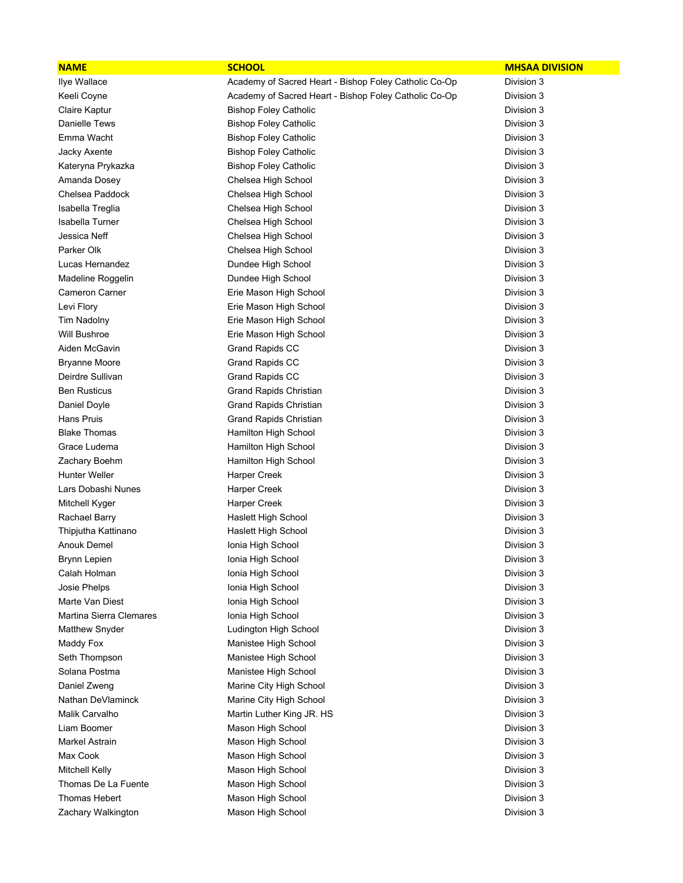| NAME | SCHOOL | MHSAA DIVISION |
| --- | --- | --- |
| Ilye Wallace | Academy of Sacred Heart - Bishop Foley Catholic Co-Op | Division 3 |
| Keeli Coyne | Academy of Sacred Heart - Bishop Foley Catholic Co-Op | Division 3 |
| Claire Kaptur | Bishop Foley Catholic | Division 3 |
| Danielle Tews | Bishop Foley Catholic | Division 3 |
| Emma Wacht | Bishop Foley Catholic | Division 3 |
| Jacky Axente | Bishop Foley Catholic | Division 3 |
| Kateryna Prykazka | Bishop Foley Catholic | Division 3 |
| Amanda Dosey | Chelsea High School | Division 3 |
| Chelsea Paddock | Chelsea High School | Division 3 |
| Isabella Treglia | Chelsea High School | Division 3 |
| Isabella Turner | Chelsea High School | Division 3 |
| Jessica Neff | Chelsea High School | Division 3 |
| Parker Olk | Chelsea High School | Division 3 |
| Lucas Hernandez | Dundee High School | Division 3 |
| Madeline Roggelin | Dundee High School | Division 3 |
| Cameron Carner | Erie Mason High School | Division 3 |
| Levi Flory | Erie Mason High School | Division 3 |
| Tim Nadolny | Erie Mason High School | Division 3 |
| Will Bushroe | Erie Mason High School | Division 3 |
| Aiden McGavin | Grand Rapids CC | Division 3 |
| Bryanne Moore | Grand Rapids CC | Division 3 |
| Deirdre Sullivan | Grand Rapids CC | Division 3 |
| Ben Rusticus | Grand Rapids Christian | Division 3 |
| Daniel Doyle | Grand Rapids Christian | Division 3 |
| Hans Pruis | Grand Rapids Christian | Division 3 |
| Blake Thomas | Hamilton High School | Division 3 |
| Grace Ludema | Hamilton High School | Division 3 |
| Zachary Boehm | Hamilton High School | Division 3 |
| Hunter Weller | Harper Creek | Division 3 |
| Lars Dobashi Nunes | Harper Creek | Division 3 |
| Mitchell Kyger | Harper Creek | Division 3 |
| Rachael Barry | Haslett High School | Division 3 |
| Thipjutha Kattinano | Haslett High School | Division 3 |
| Anouk Demel | Ionia High School | Division 3 |
| Brynn Lepien | Ionia High School | Division 3 |
| Calah Holman | Ionia High School | Division 3 |
| Josie Phelps | Ionia High School | Division 3 |
| Marte Van Diest | Ionia High School | Division 3 |
| Martina Sierra Clemares | Ionia High School | Division 3 |
| Matthew Snyder | Ludington High School | Division 3 |
| Maddy Fox | Manistee High School | Division 3 |
| Seth Thompson | Manistee High School | Division 3 |
| Solana Postma | Manistee High School | Division 3 |
| Daniel Zweng | Marine City High School | Division 3 |
| Nathan DeVlaminck | Marine City High School | Division 3 |
| Malik Carvalho | Martin Luther King JR. HS | Division 3 |
| Liam Boomer | Mason High School | Division 3 |
| Markel Astrain | Mason High School | Division 3 |
| Max Cook | Mason High School | Division 3 |
| Mitchell Kelly | Mason High School | Division 3 |
| Thomas De La Fuente | Mason High School | Division 3 |
| Thomas Hebert | Mason High School | Division 3 |
| Zachary Walkington | Mason High School | Division 3 |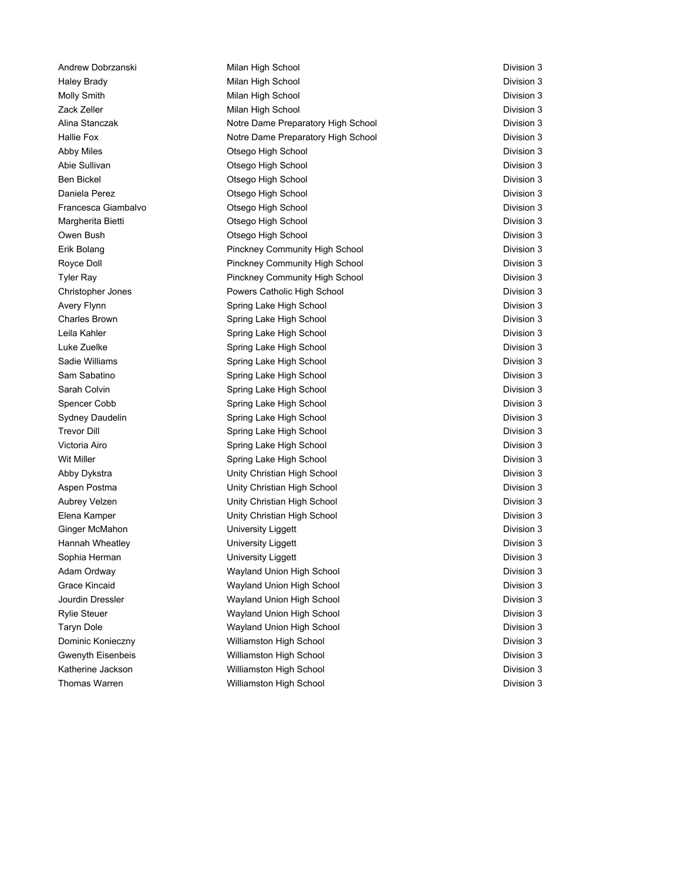| | | |
|---|---|---|
| Andrew Dobrzanski | Milan High School | Division 3 |
| Haley Brady | Milan High School | Division 3 |
| Molly Smith | Milan High School | Division 3 |
| Zack Zeller | Milan High School | Division 3 |
| Alina Stanczak | Notre Dame Preparatory High School | Division 3 |
| Hallie Fox | Notre Dame Preparatory High School | Division 3 |
| Abby Miles | Otsego High School | Division 3 |
| Abie Sullivan | Otsego High School | Division 3 |
| Ben Bickel | Otsego High School | Division 3 |
| Daniela Perez | Otsego High School | Division 3 |
| Francesca Giambalvo | Otsego High School | Division 3 |
| Margherita Bietti | Otsego High School | Division 3 |
| Owen Bush | Otsego High School | Division 3 |
| Erik Bolang | Pinckney Community High School | Division 3 |
| Royce Doll | Pinckney Community High School | Division 3 |
| Tyler Ray | Pinckney Community High School | Division 3 |
| Christopher Jones | Powers Catholic High School | Division 3 |
| Avery Flynn | Spring Lake High School | Division 3 |
| Charles Brown | Spring Lake High School | Division 3 |
| Leila Kahler | Spring Lake High School | Division 3 |
| Luke Zuelke | Spring Lake High School | Division 3 |
| Sadie Williams | Spring Lake High School | Division 3 |
| Sam Sabatino | Spring Lake High School | Division 3 |
| Sarah Colvin | Spring Lake High School | Division 3 |
| Spencer Cobb | Spring Lake High School | Division 3 |
| Sydney Daudelin | Spring Lake High School | Division 3 |
| Trevor Dill | Spring Lake High School | Division 3 |
| Victoria Airo | Spring Lake High School | Division 3 |
| Wit Miller | Spring Lake High School | Division 3 |
| Abby Dykstra | Unity Christian High School | Division 3 |
| Aspen Postma | Unity Christian High School | Division 3 |
| Aubrey Velzen | Unity Christian High School | Division 3 |
| Elena Kamper | Unity Christian High School | Division 3 |
| Ginger McMahon | University Liggett | Division 3 |
| Hannah Wheatley | University Liggett | Division 3 |
| Sophia Herman | University Liggett | Division 3 |
| Adam Ordway | Wayland Union High School | Division 3 |
| Grace Kincaid | Wayland Union High School | Division 3 |
| Jourdin Dressler | Wayland Union High School | Division 3 |
| Rylie Steuer | Wayland Union High School | Division 3 |
| Taryn Dole | Wayland Union High School | Division 3 |
| Dominic Konieczny | Williamston High School | Division 3 |
| Gwenyth Eisenbeis | Williamston High School | Division 3 |
| Katherine Jackson | Williamston High School | Division 3 |
| Thomas Warren | Williamston High School | Division 3 |